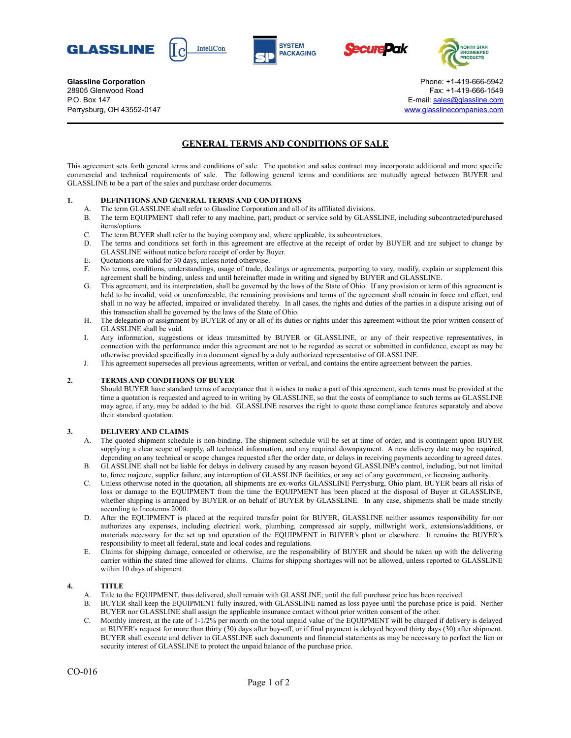GLASSLINE   InteliCon   SYSTEM PACKAGING   SecurePak   NORTH STAR ENGINEERED PRODUCTS

**Glassline Corporation**
28905 Glenwood Road
P.O. Box 147
Perrysburg, OH 43552-0147

Phone: +1-419-666-5942
Fax: +1-419-666-1549
E-mail: sales@glassline.com
www.glasslinecompanies.com

---

# GENERAL TERMS AND CONDITIONS OF SALE

This agreement sets forth general terms and conditions of sale. The quotation and sales contract may incorporate additional and more specific commercial and technical requirements of sale. The following general terms and conditions are mutually agreed between BUYER and GLASSLINE to be a part of the sales and purchase order documents.

## 1. DEFINITIONS AND GENERAL TERMS AND CONDITIONS

A. The term GLASSLINE shall refer to Glassline Corporation and all of its affiliated divisions.

B. The term EQUIPMENT shall refer to any machine, part, product or service sold by GLASSLINE, including subcontracted/purchased items/options.

C. The term BUYER shall refer to the buying company and, where applicable, its subcontractors.

D. The terms and conditions set forth in this agreement are effective at the receipt of order by BUYER and are subject to change by GLASSLINE without notice before receipt of order by Buyer.

E. Quotations are valid for 30 days, unless noted otherwise.

F. No terms, conditions, understandings, usage of trade, dealings or agreements, purporting to vary, modify, explain or supplement this agreement shall be binding, unless and until hereinafter made in writing and signed by BUYER and GLASSLINE.

G. This agreement, and its interpretation, shall be governed by the laws of the State of Ohio. If any provision or term of this agreement is held to be invalid, void or unenforceable, the remaining provisions and terms of the agreement shall remain in force and effect, and shall in no way be affected, impaired or invalidated thereby. In all cases, the rights and duties of the parties in a dispute arising out of this transaction shall be governed by the laws of the State of Ohio.

H. The delegation or assignment by BUYER of any or all of its duties or rights under this agreement without the prior written consent of GLASSLINE shall be void.

I. Any information, suggestions or ideas transmitted by BUYER or GLASSLINE, or any of their respective representatives, in connection with the performance under this agreement are not to be regarded as secret or submitted in confidence, except as may be otherwise provided specifically in a document signed by a duly authorized representative of GLASSLINE.

J. This agreement supersedes all previous agreements, written or verbal, and contains the entire agreement between the parties.

## 2. TERMS AND CONDITIONS OF BUYER

Should BUYER have standard terms of acceptance that it wishes to make a part of this agreement, such terms must be provided at the time a quotation is requested and agreed to in writing by GLASSLINE, so that the costs of compliance to such terms as GLASSLINE may agree, if any, may be added to the bid. GLASSLINE reserves the right to quote these compliance features separately and above their standard quotation.

## 3. DELIVERY AND CLAIMS

A. The quoted shipment schedule is non-binding. The shipment schedule will be set at time of order, and is contingent upon BUYER supplying a clear scope of supply, all technical information, and any required downpayment. A new delivery date may be required, depending on any technical or scope changes requested after the order date, or delays in receiving payments according to agreed dates.

B. GLASSLINE shall not be liable for delays in delivery caused by any reason beyond GLASSLINE's control, including, but not limited to, force majeure, supplier failure, any interruption of GLASSLINE facilities, or any act of any government, or licensing authority.

C. Unless otherwise noted in the quotation, all shipments are ex-works GLASSLINE Perrysburg, Ohio plant. BUYER bears all risks of loss or damage to the EQUIPMENT from the time the EQUIPMENT has been placed at the disposal of Buyer at GLASSLINE, whether shipping is arranged by BUYER or on behalf of BUYER by GLASSLINE. In any case, shipments shall be made strictly according to Incoterms 2000.

D. After the EQUIPMENT is placed at the required transfer point for BUYER, GLASSLINE neither assumes responsibility for nor authorizes any expenses, including electrical work, plumbing, compressed air supply, millwright work, extensions/additions, or materials necessary for the set up and operation of the EQUIPMENT in BUYER's plant or elsewhere. It remains the BUYER's responsibility to meet all federal, state and local codes and regulations.

E. Claims for shipping damage, concealed or otherwise, are the responsibility of BUYER and should be taken up with the delivering carrier within the stated time allowed for claims. Claims for shipping shortages will not be allowed, unless reported to GLASSLINE within 10 days of shipment.

## 4. TITLE

A. Title to the EQUIPMENT, thus delivered, shall remain with GLASSLINE; until the full purchase price has been received.

B. BUYER shall keep the EQUIPMENT fully insured, with GLASSLINE named as loss payee until the purchase price is paid. Neither BUYER nor GLASSLINE shall assign the applicable insurance contact without prior written consent of the other.

C. Monthly interest, at the rate of 1-1/2% per month on the total unpaid value of the EQUIPMENT will be charged if delivery is delayed at BUYER's request for more than thirty (30) days after buy-off, or if final payment is delayed beyond thirty days (30) after shipment. BUYER shall execute and deliver to GLASSLINE such documents and financial statements as may be necessary to perfect the lien or security interest of GLASSLINE to protect the unpaid balance of the purchase price.

CO-016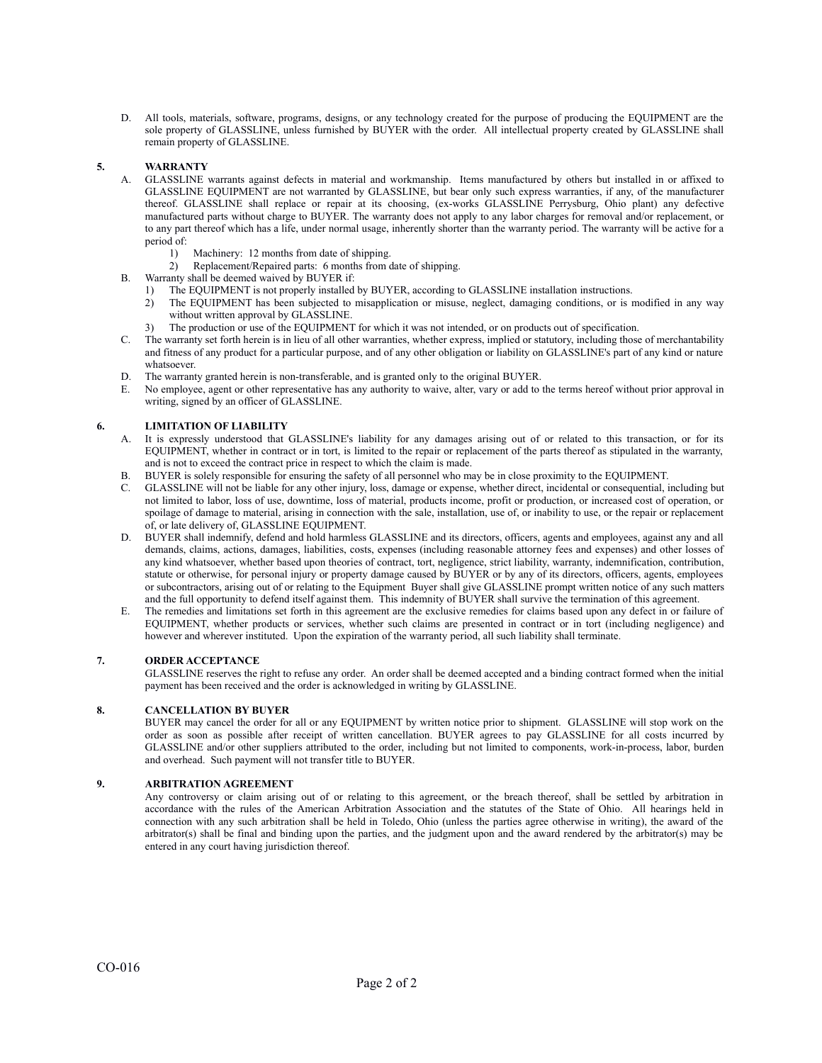D. All tools, materials, software, programs, designs, or any technology created for the purpose of producing the EQUIPMENT are the sole property of GLASSLINE, unless furnished by BUYER with the order. All intellectual property created by GLASSLINE shall remain property of GLASSLINE.

## 5. WARRANTY

A. GLASSLINE warrants against defects in material and workmanship. Items manufactured by others but installed in or affixed to GLASSLINE EQUIPMENT are not warranted by GLASSLINE, but bear only such express warranties, if any, of the manufacturer thereof. GLASSLINE shall replace or repair at its choosing, (ex-works GLASSLINE Perrysburg, Ohio plant) any defective manufactured parts without charge to BUYER. The warranty does not apply to any labor charges for removal and/or replacement, or to any part thereof which has a life, under normal usage, inherently shorter than the warranty period. The warranty will be active for a period of:

1) Machinery: 12 months from date of shipping.
2) Replacement/Repaired parts: 6 months from date of shipping.

B. Warranty shall be deemed waived by BUYER if:

1) The EQUIPMENT is not properly installed by BUYER, according to GLASSLINE installation instructions.
2) The EQUIPMENT has been subjected to misapplication or misuse, neglect, damaging conditions, or is modified in any way without written approval by GLASSLINE.
3) The production or use of the EQUIPMENT for which it was not intended, or on products out of specification.

C. The warranty set forth herein is in lieu of all other warranties, whether express, implied or statutory, including those of merchantability and fitness of any product for a particular purpose, and of any other obligation or liability on GLASSLINE's part of any kind or nature whatsoever.

D. The warranty granted herein is non-transferable, and is granted only to the original BUYER.

E. No employee, agent or other representative has any authority to waive, alter, vary or add to the terms hereof without prior approval in writing, signed by an officer of GLASSLINE.

## 6. LIMITATION OF LIABILITY

A. It is expressly understood that GLASSLINE's liability for any damages arising out of or related to this transaction, or for its EQUIPMENT, whether in contract or in tort, is limited to the repair or replacement of the parts thereof as stipulated in the warranty, and is not to exceed the contract price in respect to which the claim is made.

B. BUYER is solely responsible for ensuring the safety of all personnel who may be in close proximity to the EQUIPMENT.

C. GLASSLINE will not be liable for any other injury, loss, damage or expense, whether direct, incidental or consequential, including but not limited to labor, loss of use, downtime, loss of material, products income, profit or production, or increased cost of operation, or spoilage of damage to material, arising in connection with the sale, installation, use of, or inability to use, or the repair or replacement of, or late delivery of, GLASSLINE EQUIPMENT.

D. BUYER shall indemnify, defend and hold harmless GLASSLINE and its directors, officers, agents and employees, against any and all demands, claims, actions, damages, liabilities, costs, expenses (including reasonable attorney fees and expenses) and other losses of any kind whatsoever, whether based upon theories of contract, tort, negligence, strict liability, warranty, indemnification, contribution, statute or otherwise, for personal injury or property damage caused by BUYER or by any of its directors, officers, agents, employees or subcontractors, arising out of or relating to the Equipment Buyer shall give GLASSLINE prompt written notice of any such matters and the full opportunity to defend itself against them. This indemnity of BUYER shall survive the termination of this agreement.

E. The remedies and limitations set forth in this agreement are the exclusive remedies for claims based upon any defect in or failure of EQUIPMENT, whether products or services, whether such claims are presented in contract or in tort (including negligence) and however and wherever instituted. Upon the expiration of the warranty period, all such liability shall terminate.

## 7. ORDER ACCEPTANCE

GLASSLINE reserves the right to refuse any order. An order shall be deemed accepted and a binding contract formed when the initial payment has been received and the order is acknowledged in writing by GLASSLINE.

## 8. CANCELLATION BY BUYER

BUYER may cancel the order for all or any EQUIPMENT by written notice prior to shipment. GLASSLINE will stop work on the order as soon as possible after receipt of written cancellation. BUYER agrees to pay GLASSLINE for all costs incurred by GLASSLINE and/or other suppliers attributed to the order, including but not limited to components, work-in-process, labor, burden and overhead. Such payment will not transfer title to BUYER.

## 9. ARBITRATION AGREEMENT

Any controversy or claim arising out of or relating to this agreement, or the breach thereof, shall be settled by arbitration in accordance with the rules of the American Arbitration Association and the statutes of the State of Ohio. All hearings held in connection with any such arbitration shall be held in Toledo, Ohio (unless the parties agree otherwise in writing), the award of the arbitrator(s) shall be final and binding upon the parties, and the judgment upon and the award rendered by the arbitrator(s) may be entered in any court having jurisdiction thereof.

CO-016